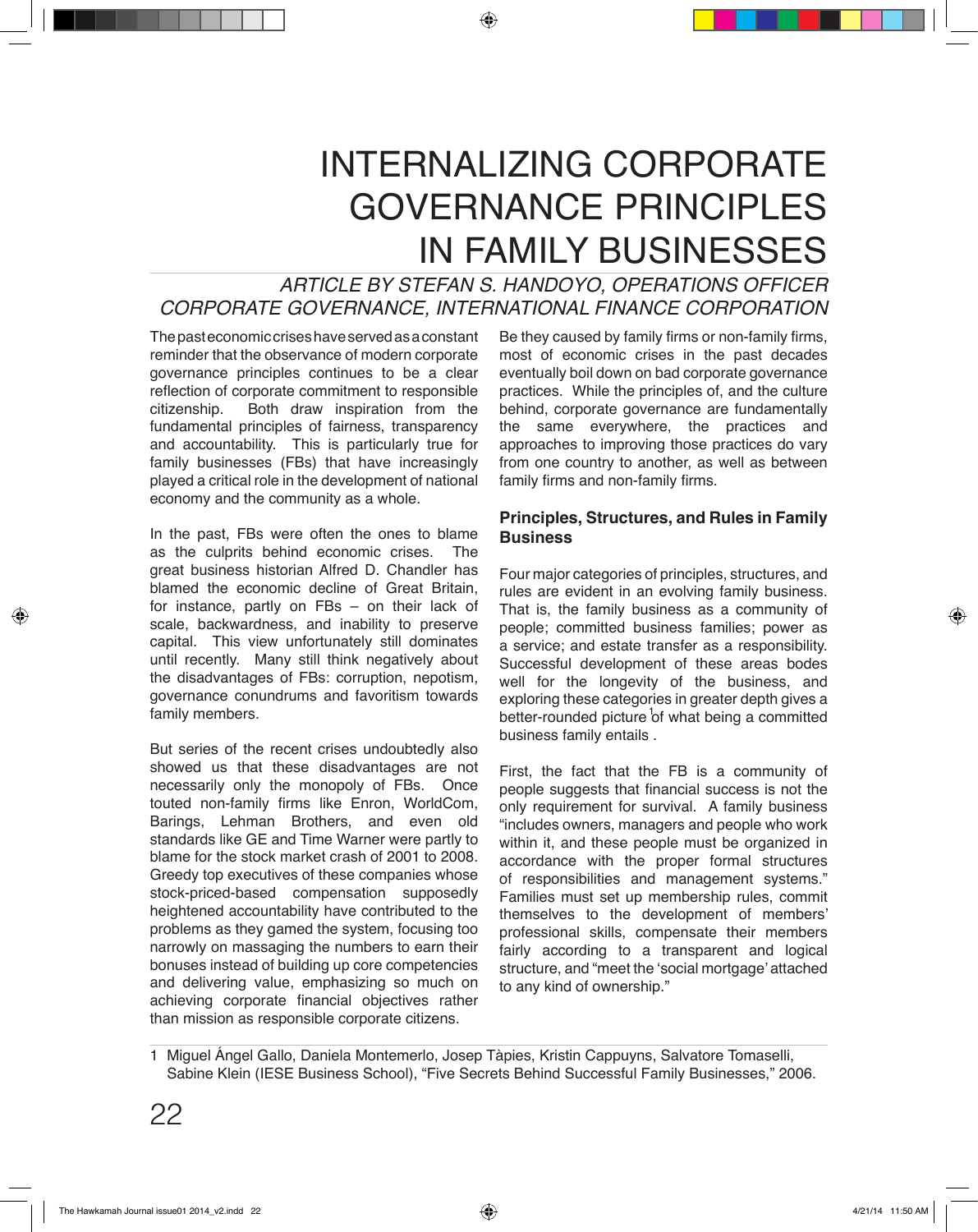# INTERNALIZING CORPORATE GOVERNANCE PRINCIPLES IN FAMILY BUSINESSES

*ARTICLE BY STEFAN S. HANDOYO, OPERATIONS OFFICER CORPORATE GOVERNANCE, INTERNATIONAL FINANCE CORPORATION*

The past economic crises have served as a constant reminder that the observance of modern corporate governance principles continues to be a clear reflection of corporate commitment to responsible citizenship. Both draw inspiration from the fundamental principles of fairness, transparency and accountability. This is particularly true for family businesses (FBs) that have increasingly played a critical role in the development of national economy and the community as a whole.

In the past, FBs were often the ones to blame as the culprits behind economic crises. The great business historian Alfred D. Chandler has blamed the economic decline of Great Britain, for instance, partly on FBs – on their lack of scale, backwardness, and inability to preserve capital. This view unfortunately still dominates until recently. Many still think negatively about the disadvantages of FBs: corruption, nepotism, governance conundrums and favoritism towards family members.

But series of the recent crises undoubtedly also showed us that these disadvantages are not necessarily only the monopoly of FBs. Once touted non-family firms like Enron, WorldCom, Barings, Lehman Brothers, and even old standards like GE and Time Warner were partly to blame for the stock market crash of 2001 to 2008. Greedy top executives of these companies whose stock-priced-based compensation supposedly heightened accountability have contributed to the problems as they gamed the system, focusing too narrowly on massaging the numbers to earn their bonuses instead of building up core competencies and delivering value, emphasizing so much on achieving corporate financial objectives rather than mission as responsible corporate citizens.

Be they caused by family firms or non-family firms, most of economic crises in the past decades eventually boil down on bad corporate governance practices. While the principles of, and the culture behind, corporate governance are fundamentally the same everywhere, the practices and approaches to improving those practices do vary from one country to another, as well as between family firms and non-family firms.

## Principles, Structures, and Rules in Family Business

Four major categories of principles, structures, and rules are evident in an evolving family business. That is, the family business as a community of people; committed business families; power as a service; and estate transfer as a responsibility. Successful development of these areas bodes well for the longevity of the business, and exploring these categories in greater depth gives a better-rounded picture[1] of what being a committed business family entails .

First, the fact that the FB is a community of people suggests that financial success is not the only requirement for survival. A family business "includes owners, managers and people who work within it, and these people must be organized in accordance with the proper formal structures of responsibilities and management systems." Families must set up membership rules, commit themselves to the development of members' professional skills, compensate their members fairly according to a transparent and logical structure, and "meet the 'social mortgage' attached to any kind of ownership."

1 Miguel Ángel Gallo, Daniela Montemerlo, Josep Tàpies, Kristin Cappuyns, Salvatore Tomaselli, Sabine Klein (IESE Business School), "Five Secrets Behind Successful Family Businesses," 2006.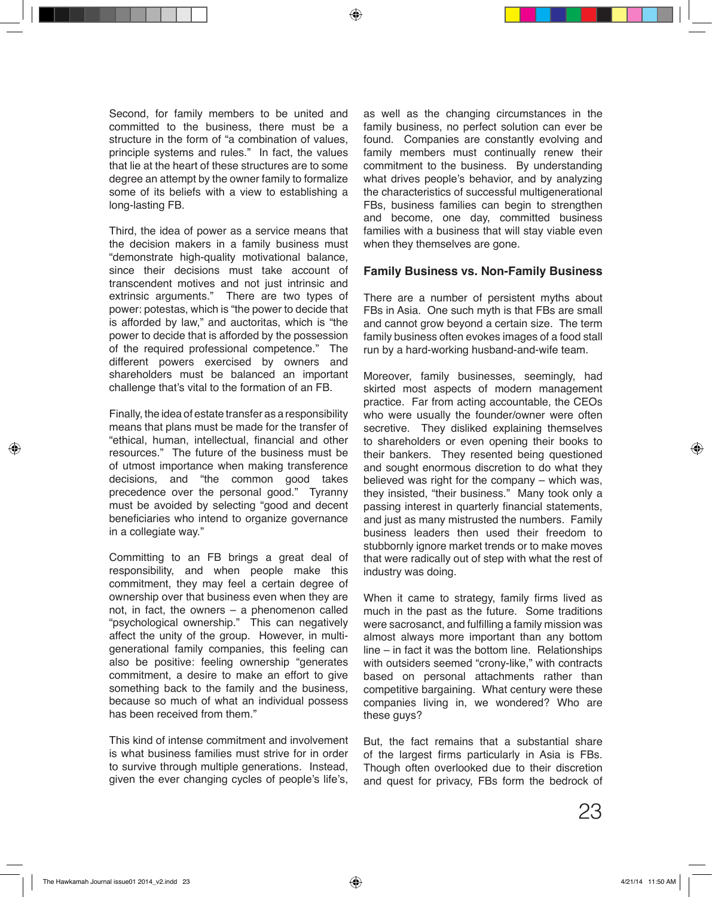Second, for family members to be united and committed to the business, there must be a structure in the form of "a combination of values, principle systems and rules." In fact, the values that lie at the heart of these structures are to some degree an attempt by the owner family to formalize some of its beliefs with a view to establishing a long-lasting FB.

Third, the idea of power as a service means that the decision makers in a family business must "demonstrate high-quality motivational balance, since their decisions must take account of transcendent motives and not just intrinsic and extrinsic arguments." There are two types of power: potestas, which is "the power to decide that is afforded by law," and auctoritas, which is "the power to decide that is afforded by the possession of the required professional competence." The different powers exercised by owners and shareholders must be balanced an important challenge that's vital to the formation of an FB.

Finally, the idea of estate transfer as a responsibility means that plans must be made for the transfer of "ethical, human, intellectual, financial and other resources." The future of the business must be of utmost importance when making transference decisions, and "the common good takes precedence over the personal good." Tyranny must be avoided by selecting "good and decent beneficiaries who intend to organize governance in a collegiate way."

Committing to an FB brings a great deal of responsibility, and when people make this commitment, they may feel a certain degree of ownership over that business even when they are not, in fact, the owners – a phenomenon called "psychological ownership." This can negatively affect the unity of the group. However, in multi-generational family companies, this feeling can also be positive: feeling ownership "generates commitment, a desire to make an effort to give something back to the family and the business, because so much of what an individual possess has been received from them."

This kind of intense commitment and involvement is what business families must strive for in order to survive through multiple generations. Instead, given the ever changing cycles of people's life's, as well as the changing circumstances in the family business, no perfect solution can ever be found. Companies are constantly evolving and family members must continually renew their commitment to the business. By understanding what drives people's behavior, and by analyzing the characteristics of successful multigenerational FBs, business families can begin to strengthen and become, one day, committed business families with a business that will stay viable even when they themselves are gone.

## Family Business vs. Non-Family Business

There are a number of persistent myths about FBs in Asia. One such myth is that FBs are small and cannot grow beyond a certain size. The term family business often evokes images of a food stall run by a hard-working husband-and-wife team.

Moreover, family businesses, seemingly, had skirted most aspects of modern management practice. Far from acting accountable, the CEOs who were usually the founder/owner were often secretive. They disliked explaining themselves to shareholders or even opening their books to their bankers. They resented being questioned and sought enormous discretion to do what they believed was right for the company – which was, they insisted, "their business." Many took only a passing interest in quarterly financial statements, and just as many mistrusted the numbers. Family business leaders then used their freedom to stubbornly ignore market trends or to make moves that were radically out of step with what the rest of industry was doing.

When it came to strategy, family firms lived as much in the past as the future. Some traditions were sacrosanct, and fulfilling a family mission was almost always more important than any bottom line – in fact it was the bottom line. Relationships with outsiders seemed "crony-like," with contracts based on personal attachments rather than competitive bargaining. What century were these companies living in, we wondered? Who are these guys?

But, the fact remains that a substantial share of the largest firms particularly in Asia is FBs. Though often overlooked due to their discretion and quest for privacy, FBs form the bedrock of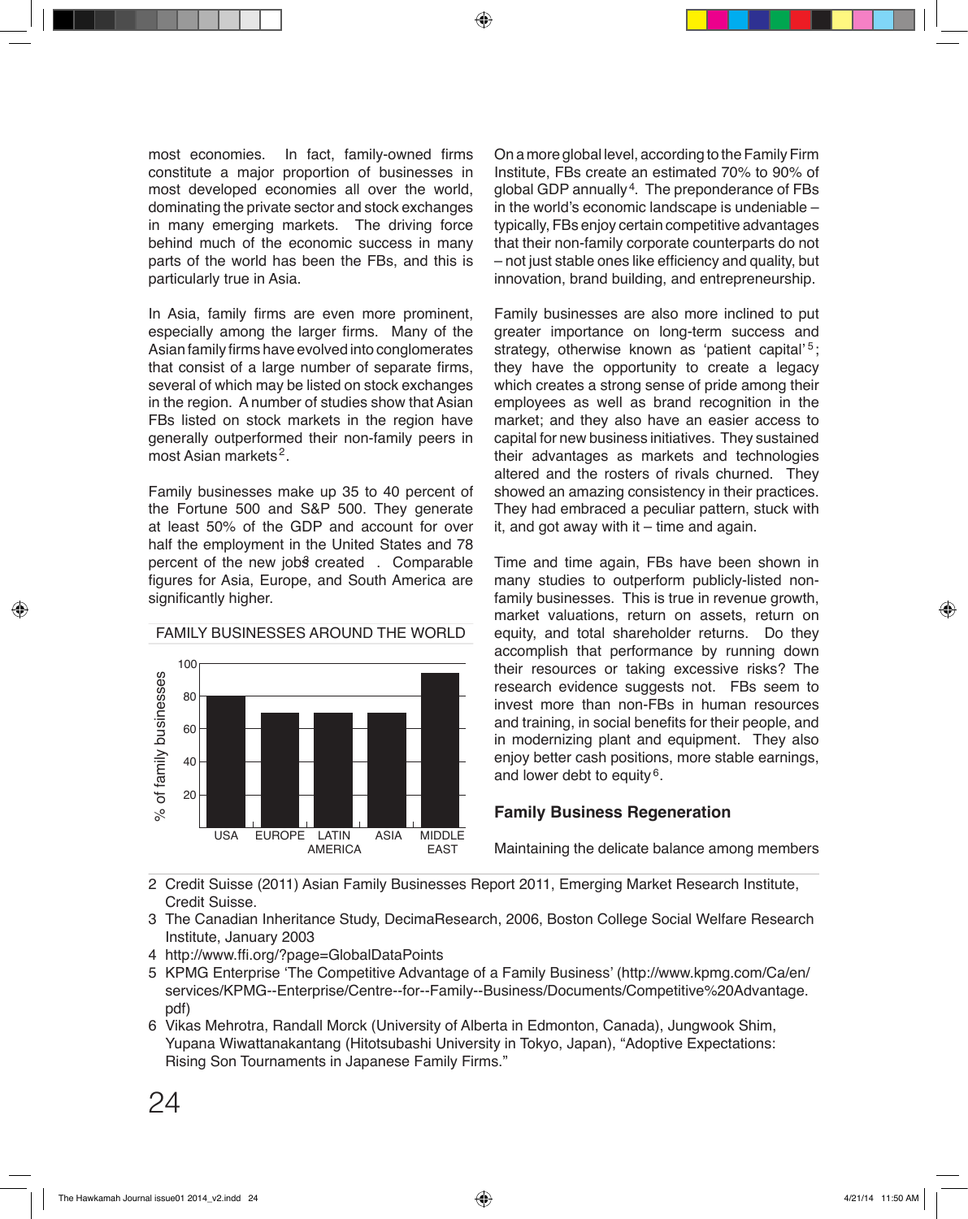most economies. In fact, family-owned firms constitute a major proportion of businesses in most developed economies all over the world, dominating the private sector and stock exchanges in many emerging markets. The driving force behind much of the economic success in many parts of the world has been the FBs, and this is particularly true in Asia.

In Asia, family firms are even more prominent, especially among the larger firms. Many of the Asian family firms have evolved into conglomerates that consist of a large number of separate firms, several of which may be listed on stock exchanges in the region. A number of studies show that Asian FBs listed on stock markets in the region have generally outperformed their non-family peers in most Asian markets[2].

Family businesses make up 35 to 40 percent of the Fortune 500 and S&P 500. They generate at least 50% of the GDP and account for over half the employment in the United States and 78 percent of the new jobs created[3]. Comparable figures for Asia, Europe, and South America are significantly higher.

FAMILY BUSINESSES AROUND THE WORLD

| Region | % of family businesses |
|---|---|
| USA | 80 |
| EUROPE | 70 |
| LATIN AMERICA | 70 |
| ASIA | 70 |
| MIDDLE EAST | 95 |

On a more global level, according to the Family Firm Institute, FBs create an estimated 70% to 90% of global GDP annually[4]. The preponderance of FBs in the world's economic landscape is undeniable – typically, FBs enjoy certain competitive advantages that their non-family corporate counterparts do not – not just stable ones like efficiency and quality, but innovation, brand building, and entrepreneurship.

Family businesses are also more inclined to put greater importance on long-term success and strategy, otherwise known as 'patient capital'[5]; they have the opportunity to create a legacy which creates a strong sense of pride among their employees as well as brand recognition in the market; and they also have an easier access to capital for new business initiatives. They sustained their advantages as markets and technologies altered and the rosters of rivals churned. They showed an amazing consistency in their practices. They had embraced a peculiar pattern, stuck with it, and got away with it – time and again.

Time and time again, FBs have been shown in many studies to outperform publicly-listed non-family businesses. This is true in revenue growth, market valuations, return on assets, return on equity, and total shareholder returns. Do they accomplish that performance by running down their resources or taking excessive risks? The research evidence suggests not. FBs seem to invest more than non-FBs in human resources and training, in social benefits for their people, and in modernizing plant and equipment. They also enjoy better cash positions, more stable earnings, and lower debt to equity[6].

## Family Business Regeneration

Maintaining the delicate balance among members

2 Credit Suisse (2011) Asian Family Businesses Report 2011, Emerging Market Research Institute, Credit Suisse.

3 The Canadian Inheritance Study, DecimaResearch, 2006, Boston College Social Welfare Research Institute, January 2003

4 http://www.ffi.org/?page=GlobalDataPoints

5 KPMG Enterprise 'The Competitive Advantage of a Family Business' (http://www.kpmg.com/Ca/en/services/KPMG--Enterprise/Centre--for--Family--Business/Documents/Competitive%20Advantage.pdf)

6 Vikas Mehrotra, Randall Morck (University of Alberta in Edmonton, Canada), Jungwook Shim, Yupana Wiwattanakantang (Hitotsubashi University in Tokyo, Japan), "Adoptive Expectations: Rising Son Tournaments in Japanese Family Firms."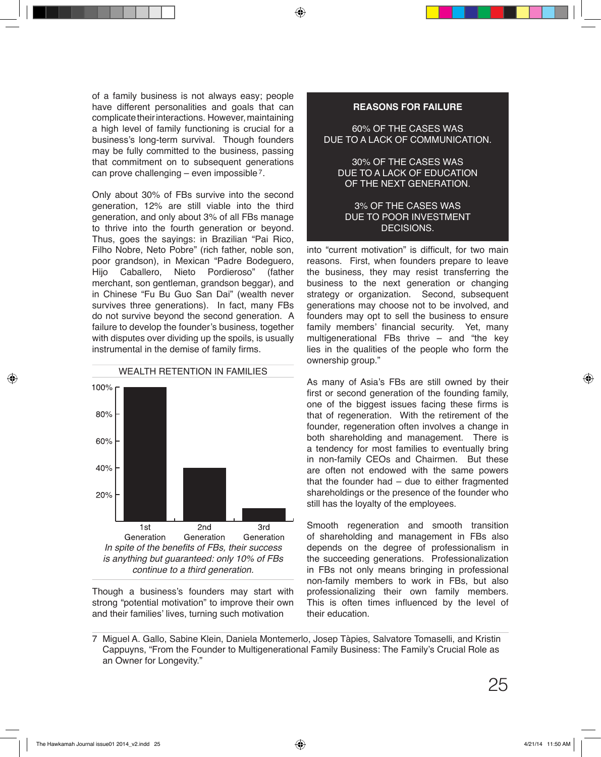of a family business is not always easy; people have different personalities and goals that can complicate their interactions. However, maintaining a high level of family functioning is crucial for a business's long-term survival. Though founders may be fully committed to the business, passing that commitment on to subsequent generations can prove challenging – even impossible[7].

Only about 30% of FBs survive into the second generation, 12% are still viable into the third generation, and only about 3% of all FBs manage to thrive into the fourth generation or beyond. Thus, goes the sayings: in Brazilian "Pai Rico, Filho Nobre, Neto Pobre" (rich father, noble son, poor grandson), in Mexican "Padre Bodeguero, Hijo Caballero, Nieto Pordieroso" (father merchant, son gentleman, grandson beggar), and in Chinese "Fu Bu Guo San Dai" (wealth never survives three generations). In fact, many FBs do not survive beyond the second generation. A failure to develop the founder's business, together with disputes over dividing up the spoils, is usually instrumental in the demise of family firms.

WEALTH RETENTION IN FAMILIES

*In spite of the benefits of FBs, their success is anything but guaranteed: only 10% of FBs continue to a third generation.*

Though a business's founders may start with strong "potential motivation" to improve their own and their families' lives, turning such motivation into "current motivation" is difficult, for two main reasons. First, when founders prepare to leave the business, they may resist transferring the business to the next generation or changing strategy or organization. Second, subsequent generations may choose not to be involved, and founders may opt to sell the business to ensure family members' financial security. Yet, many multigenerational FBs thrive – and "the key lies in the qualities of the people who form the ownership group."

**REASONS FOR FAILURE**

60% OF THE CASES WAS DUE TO A LACK OF COMMUNICATION.

30% OF THE CASES WAS DUE TO A LACK OF EDUCATION OF THE NEXT GENERATION.

3% OF THE CASES WAS DUE TO POOR INVESTMENT DECISIONS.

As many of Asia's FBs are still owned by their first or second generation of the founding family, one of the biggest issues facing these firms is that of regeneration. With the retirement of the founder, regeneration often involves a change in both shareholding and management. There is a tendency for most families to eventually bring in non-family CEOs and Chairmen. But these are often not endowed with the same powers that the founder had – due to either fragmented shareholdings or the presence of the founder who still has the loyalty of the employees.

Smooth regeneration and smooth transition of shareholding and management in FBs also depends on the degree of professionalism in the succeeding generations. Professionalization in FBs not only means bringing in professional non-family members to work in FBs, but also professionalizing their own family members. This is often times influenced by the level of their education.

---

7 Miguel A. Gallo, Sabine Klein, Daniela Montemerlo, Josep Tàpies, Salvatore Tomaselli, and Kristin Cappuyns, "From the Founder to Multigenerational Family Business: The Family's Crucial Role as an Owner for Longevity."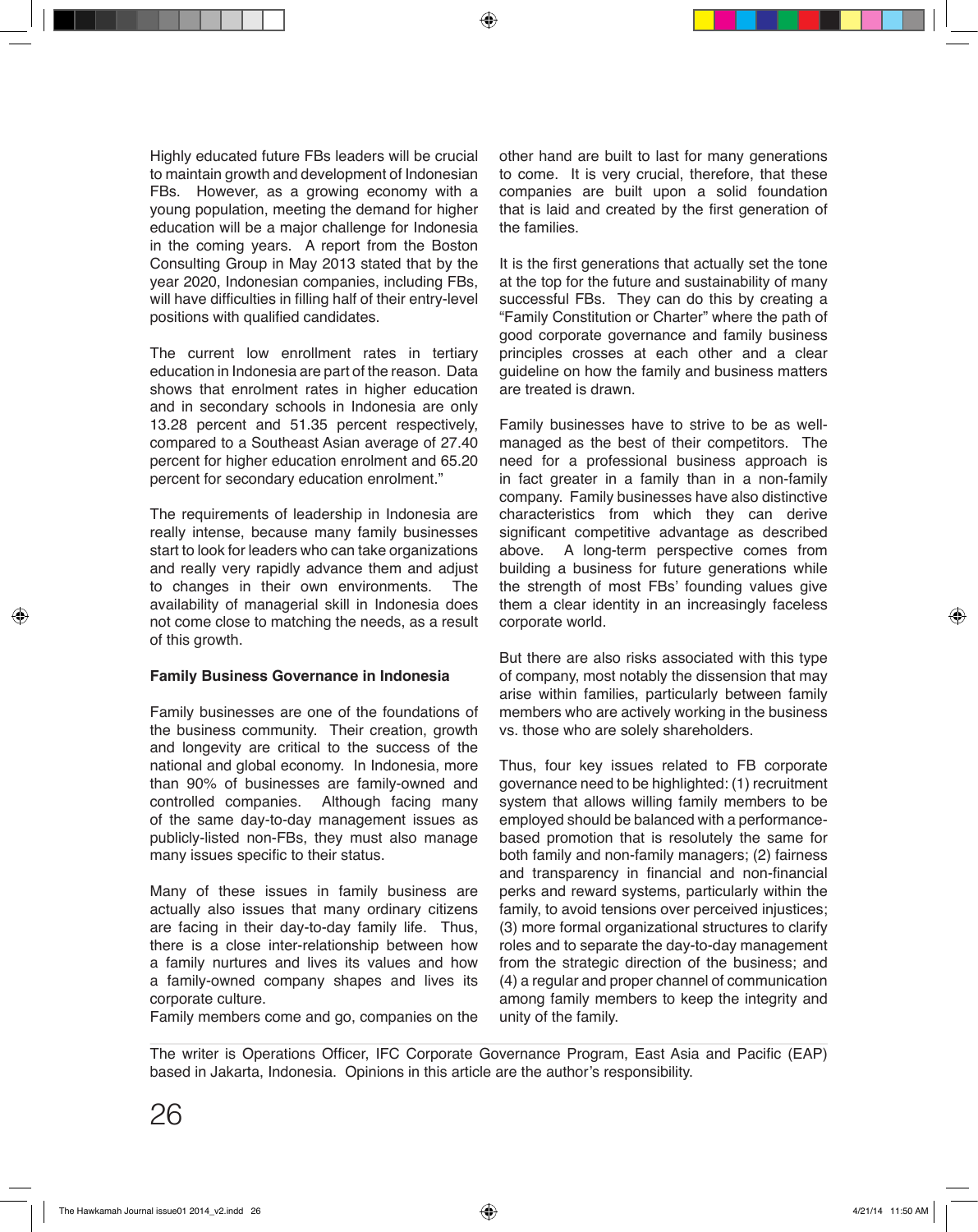Highly educated future FBs leaders will be crucial to maintain growth and development of Indonesian FBs. However, as a growing economy with a young population, meeting the demand for higher education will be a major challenge for Indonesia in the coming years. A report from the Boston Consulting Group in May 2013 stated that by the year 2020, Indonesian companies, including FBs, will have difficulties in filling half of their entry-level positions with qualified candidates.

The current low enrollment rates in tertiary education in Indonesia are part of the reason. Data shows that enrolment rates in higher education and in secondary schools in Indonesia are only 13.28 percent and 51.35 percent respectively, compared to a Southeast Asian average of 27.40 percent for higher education enrolment and 65.20 percent for secondary education enrolment."

The requirements of leadership in Indonesia are really intense, because many family businesses start to look for leaders who can take organizations and really very rapidly advance them and adjust to changes in their own environments. The availability of managerial skill in Indonesia does not come close to matching the needs, as a result of this growth.

**Family Business Governance in Indonesia**

Family businesses are one of the foundations of the business community. Their creation, growth and longevity are critical to the success of the national and global economy. In Indonesia, more than 90% of businesses are family-owned and controlled companies. Although facing many of the same day-to-day management issues as publicly-listed non-FBs, they must also manage many issues specific to their status.

Many of these issues in family business are actually also issues that many ordinary citizens are facing in their day-to-day family life. Thus, there is a close inter-relationship between how a family nurtures and lives its values and how a family-owned company shapes and lives its corporate culture.

Family members come and go, companies on the other hand are built to last for many generations to come. It is very crucial, therefore, that these companies are built upon a solid foundation that is laid and created by the first generation of the families.

It is the first generations that actually set the tone at the top for the future and sustainability of many successful FBs. They can do this by creating a "Family Constitution or Charter" where the path of good corporate governance and family business principles crosses at each other and a clear guideline on how the family and business matters are treated is drawn.

Family businesses have to strive to be as well-managed as the best of their competitors. The need for a professional business approach is in fact greater in a family than in a non-family company. Family businesses have also distinctive characteristics from which they can derive significant competitive advantage as described above. A long-term perspective comes from building a business for future generations while the strength of most FBs' founding values give them a clear identity in an increasingly faceless corporate world.

But there are also risks associated with this type of company, most notably the dissension that may arise within families, particularly between family members who are actively working in the business vs. those who are solely shareholders.

Thus, four key issues related to FB corporate governance need to be highlighted: (1) recruitment system that allows willing family members to be employed should be balanced with a performance-based promotion that is resolutely the same for both family and non-family managers; (2) fairness and transparency in financial and non-financial perks and reward systems, particularly within the family, to avoid tensions over perceived injustices; (3) more formal organizational structures to clarify roles and to separate the day-to-day management from the strategic direction of the business; and (4) a regular and proper channel of communication among family members to keep the integrity and unity of the family.

The writer is Operations Officer, IFC Corporate Governance Program, East Asia and Pacific (EAP) based in Jakarta, Indonesia. Opinions in this article are the author's responsibility.